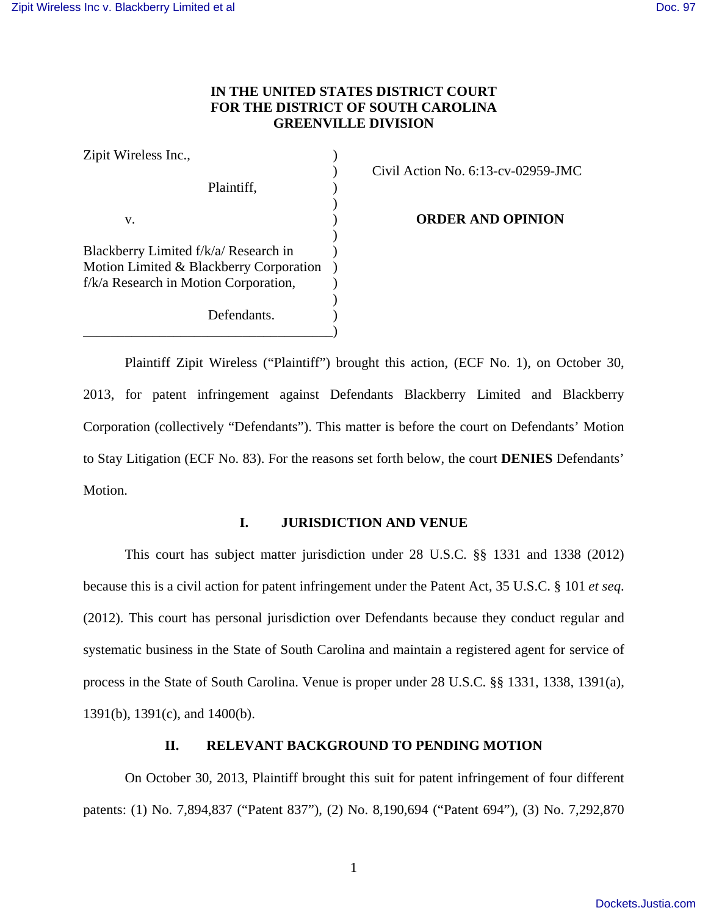**IN THE UNITED STATES DISTRICT COURT**
**FOR THE DISTRICT OF SOUTH CAROLINA**
**GREENVILLE DIVISION**

| | | |
|---|---|---|
| Zipit Wireless Inc., | ) | |
| | ) | Civil Action No. 6:13-cv-02959-JMC |
| Plaintiff, | ) | |
| | ) | |
| v. | ) | **ORDER AND OPINION** |
| | ) | |
| Blackberry Limited f/k/a/ Research in Motion Limited & Blackberry Corporation f/k/a Research in Motion Corporation, | ) | |
| | ) | |
| Defendants. | ) | |

Plaintiff Zipit Wireless ("Plaintiff") brought this action, (ECF No. 1), on October 30, 2013, for patent infringement against Defendants Blackberry Limited and Blackberry Corporation (collectively "Defendants"). This matter is before the court on Defendants' Motion to Stay Litigation (ECF No. 83). For the reasons set forth below, the court **DENIES** Defendants' Motion.

## I. JURISDICTION AND VENUE

This court has subject matter jurisdiction under 28 U.S.C. §§ 1331 and 1338 (2012) because this is a civil action for patent infringement under the Patent Act, 35 U.S.C. § 101 *et seq*. (2012). This court has personal jurisdiction over Defendants because they conduct regular and systematic business in the State of South Carolina and maintain a registered agent for service of process in the State of South Carolina. Venue is proper under 28 U.S.C. §§ 1331, 1338, 1391(a), 1391(b), 1391(c), and 1400(b).

## II. RELEVANT BACKGROUND TO PENDING MOTION

On October 30, 2013, Plaintiff brought this suit for patent infringement of four different patents: (1) No. 7,894,837 ("Patent 837"), (2) No. 8,190,694 ("Patent 694"), (3) No. 7,292,870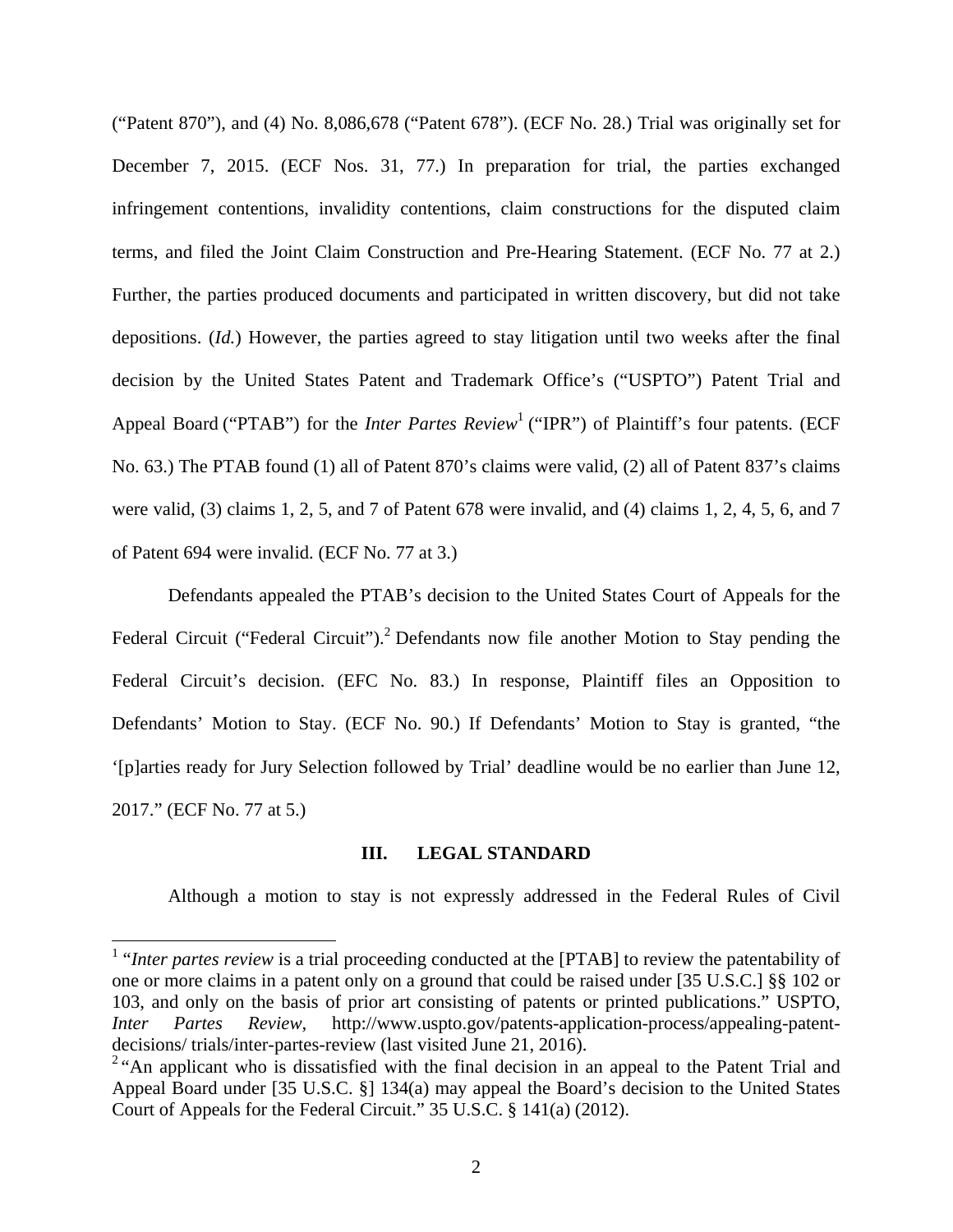("Patent 870"), and (4) No. 8,086,678 ("Patent 678"). (ECF No. 28.) Trial was originally set for December 7, 2015. (ECF Nos. 31, 77.) In preparation for trial, the parties exchanged infringement contentions, invalidity contentions, claim constructions for the disputed claim terms, and filed the Joint Claim Construction and Pre-Hearing Statement. (ECF No. 77 at 2.) Further, the parties produced documents and participated in written discovery, but did not take depositions. (*Id.*) However, the parties agreed to stay litigation until two weeks after the final decision by the United States Patent and Trademark Office's ("USPTO") Patent Trial and Appeal Board ("PTAB") for the *Inter Partes Review*[1] ("IPR") of Plaintiff's four patents. (ECF No. 63.) The PTAB found (1) all of Patent 870's claims were valid, (2) all of Patent 837's claims were valid, (3) claims 1, 2, 5, and 7 of Patent 678 were invalid, and (4) claims 1, 2, 4, 5, 6, and 7 of Patent 694 were invalid. (ECF No. 77 at 3.)

Defendants appealed the PTAB's decision to the United States Court of Appeals for the Federal Circuit ("Federal Circuit").[2] Defendants now file another Motion to Stay pending the Federal Circuit's decision. (EFC No. 83.) In response, Plaintiff files an Opposition to Defendants' Motion to Stay. (ECF No. 90.) If Defendants' Motion to Stay is granted, "the '[p]arties ready for Jury Selection followed by Trial' deadline would be no earlier than June 12, 2017." (ECF No. 77 at 5.)

## III. LEGAL STANDARD

Although a motion to stay is not expressly addressed in the Federal Rules of Civil

---

[1] "*Inter partes review* is a trial proceeding conducted at the [PTAB] to review the patentability of one or more claims in a patent only on a ground that could be raised under [35 U.S.C.] §§ 102 or 103, and only on the basis of prior art consisting of patents or printed publications." USPTO, *Inter Partes Review*, http://www.uspto.gov/patents-application-process/appealing-patent-decisions/ trials/inter-partes-review (last visited June 21, 2016).

[2] "An applicant who is dissatisfied with the final decision in an appeal to the Patent Trial and Appeal Board under [35 U.S.C. §] 134(a) may appeal the Board's decision to the United States Court of Appeals for the Federal Circuit." 35 U.S.C. § 141(a) (2012).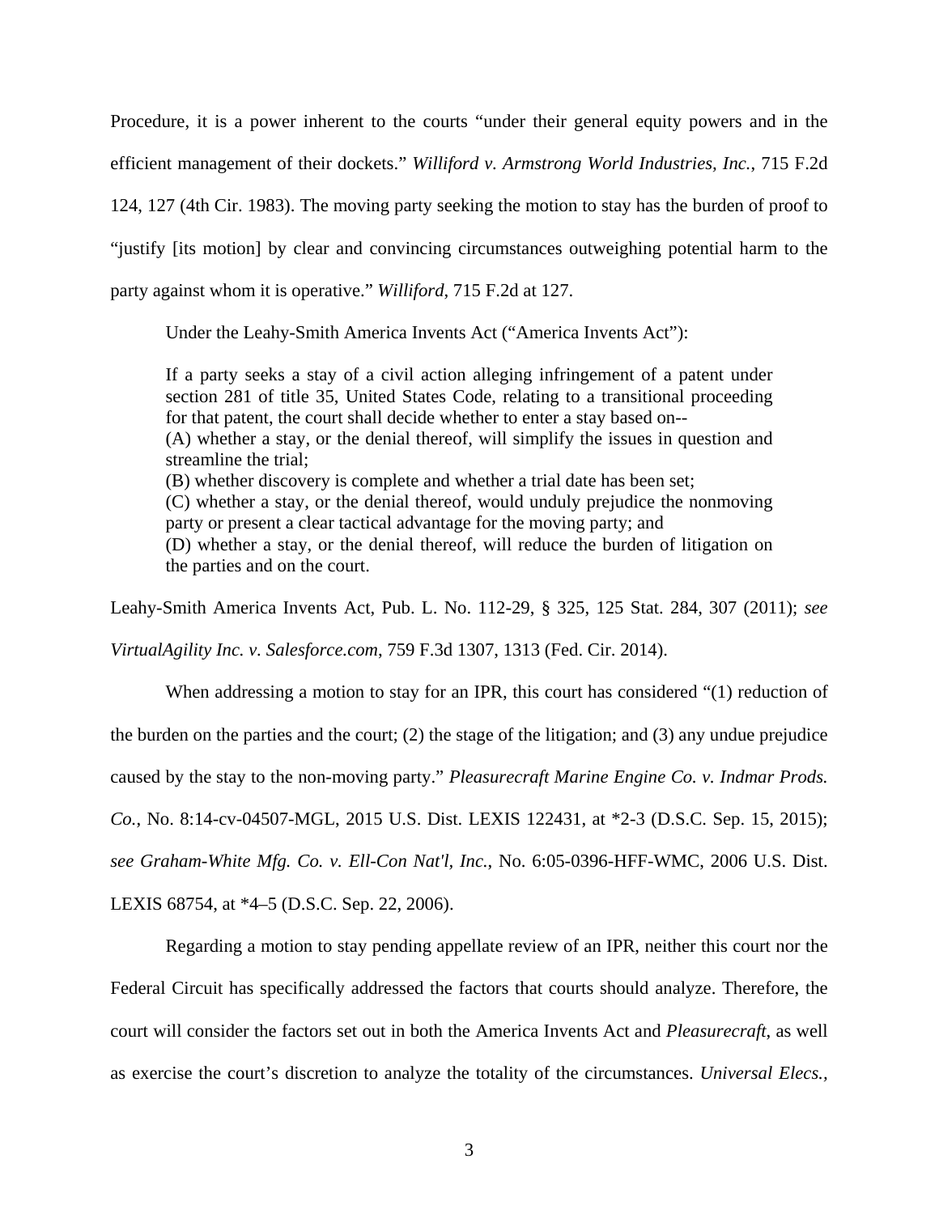Procedure, it is a power inherent to the courts "under their general equity powers and in the efficient management of their dockets." *Williford v. Armstrong World Industries, Inc.*, 715 F.2d 124, 127 (4th Cir. 1983). The moving party seeking the motion to stay has the burden of proof to "justify [its motion] by clear and convincing circumstances outweighing potential harm to the party against whom it is operative." *Williford*, 715 F.2d at 127.

Under the Leahy-Smith America Invents Act ("America Invents Act"):

> If a party seeks a stay of a civil action alleging infringement of a patent under section 281 of title 35, United States Code, relating to a transitional proceeding for that patent, the court shall decide whether to enter a stay based on--
> (A) whether a stay, or the denial thereof, will simplify the issues in question and streamline the trial;
> (B) whether discovery is complete and whether a trial date has been set;
> (C) whether a stay, or the denial thereof, would unduly prejudice the nonmoving party or present a clear tactical advantage for the moving party; and
> (D) whether a stay, or the denial thereof, will reduce the burden of litigation on the parties and on the court.

Leahy-Smith America Invents Act, Pub. L. No. 112-29, § 325, 125 Stat. 284, 307 (2011); *see VirtualAgility Inc. v. Salesforce.com*, 759 F.3d 1307, 1313 (Fed. Cir. 2014).

When addressing a motion to stay for an IPR, this court has considered "(1) reduction of the burden on the parties and the court; (2) the stage of the litigation; and (3) any undue prejudice caused by the stay to the non-moving party." *Pleasurecraft Marine Engine Co. v. Indmar Prods. Co.*, No. 8:14-cv-04507-MGL, 2015 U.S. Dist. LEXIS 122431, at *2-3 (D.S.C. Sep. 15, 2015); *see Graham-White Mfg. Co. v. Ell-Con Nat'l, Inc.*, No. 6:05-0396-HFF-WMC, 2006 U.S. Dist. LEXIS 68754, at *4–5 (D.S.C. Sep. 22, 2006).

Regarding a motion to stay pending appellate review of an IPR, neither this court nor the Federal Circuit has specifically addressed the factors that courts should analyze. Therefore, the court will consider the factors set out in both the America Invents Act and *Pleasurecraft*, as well as exercise the court's discretion to analyze the totality of the circumstances. *Universal Elecs.*,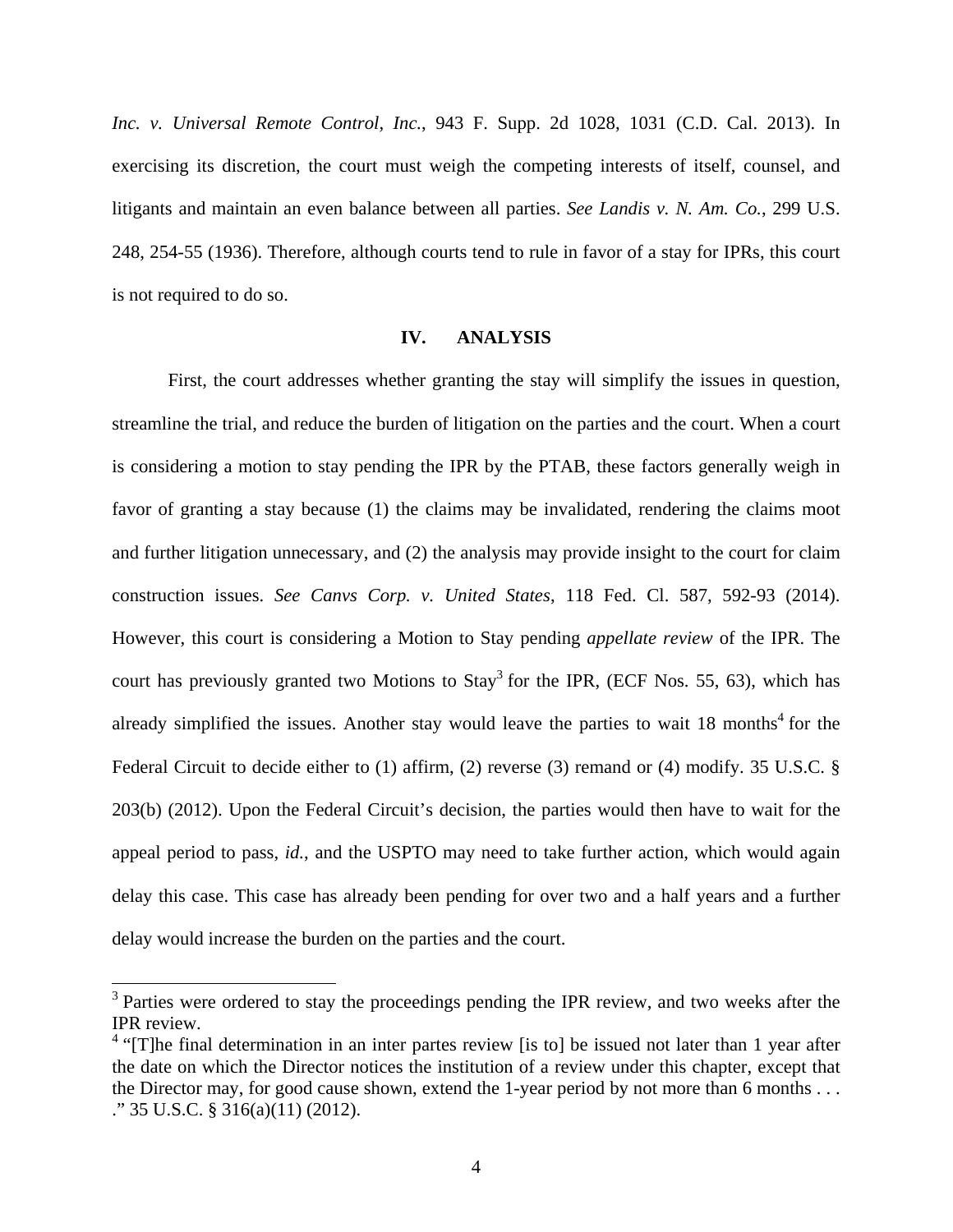*Inc. v. Universal Remote Control, Inc.*, 943 F. Supp. 2d 1028, 1031 (C.D. Cal. 2013). In exercising its discretion, the court must weigh the competing interests of itself, counsel, and litigants and maintain an even balance between all parties. *See Landis v. N. Am. Co.*, 299 U.S. 248, 254-55 (1936). Therefore, although courts tend to rule in favor of a stay for IPRs, this court is not required to do so.

## IV. ANALYSIS

First, the court addresses whether granting the stay will simplify the issues in question, streamline the trial, and reduce the burden of litigation on the parties and the court. When a court is considering a motion to stay pending the IPR by the PTAB, these factors generally weigh in favor of granting a stay because (1) the claims may be invalidated, rendering the claims moot and further litigation unnecessary, and (2) the analysis may provide insight to the court for claim construction issues. *See Canvs Corp. v. United States*, 118 Fed. Cl. 587, 592-93 (2014). However, this court is considering a Motion to Stay pending *appellate review* of the IPR. The court has previously granted two Motions to Stay[3] for the IPR, (ECF Nos. 55, 63), which has already simplified the issues. Another stay would leave the parties to wait 18 months[4] for the Federal Circuit to decide either to (1) affirm, (2) reverse (3) remand or (4) modify. 35 U.S.C. § 203(b) (2012). Upon the Federal Circuit's decision, the parties would then have to wait for the appeal period to pass, *id.*, and the USPTO may need to take further action, which would again delay this case. This case has already been pending for over two and a half years and a further delay would increase the burden on the parties and the court.

---

[3] Parties were ordered to stay the proceedings pending the IPR review, and two weeks after the IPR review.

[4] "[T]he final determination in an inter partes review [is to] be issued not later than 1 year after the date on which the Director notices the institution of a review under this chapter, except that the Director may, for good cause shown, extend the 1-year period by not more than 6 months . . . ." 35 U.S.C. § 316(a)(11) (2012).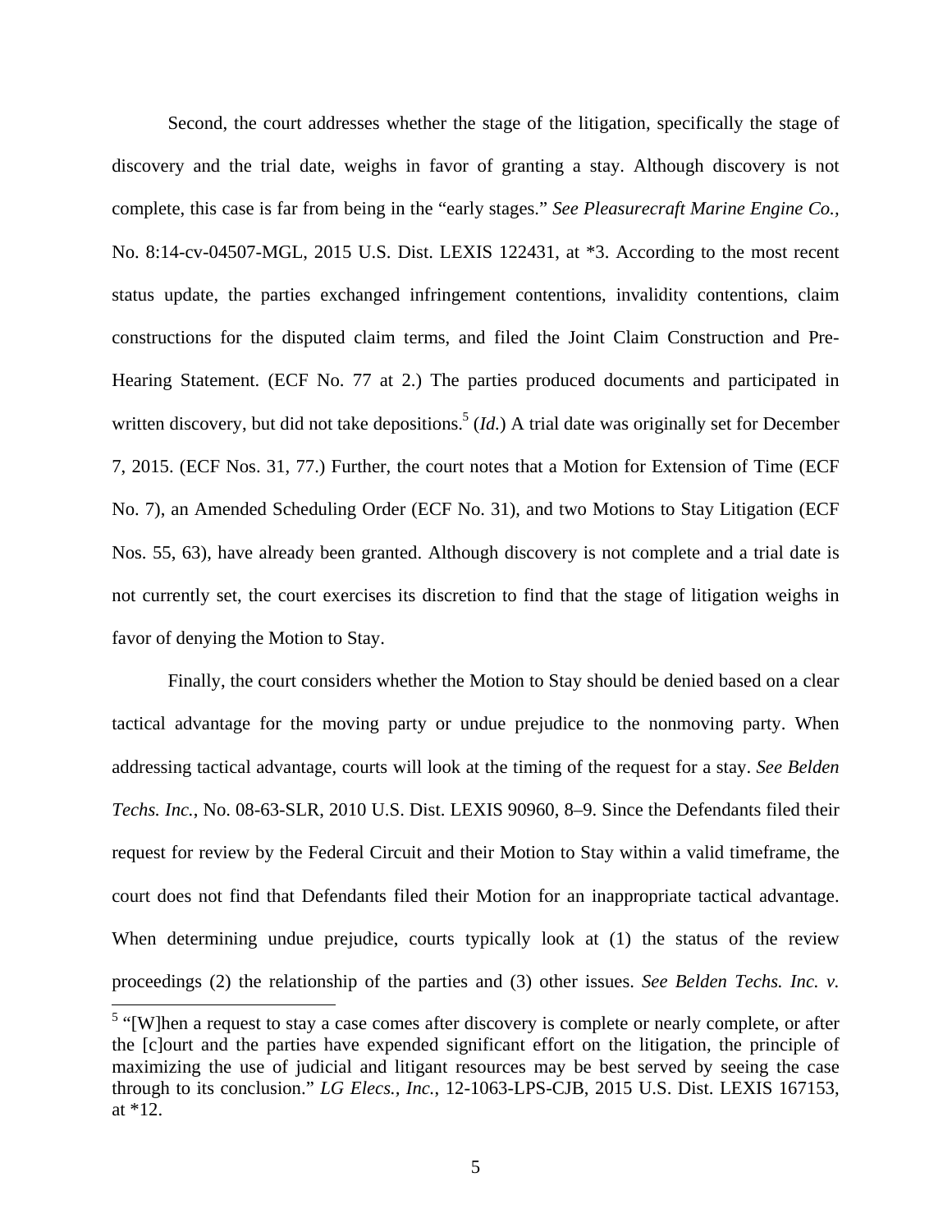Second, the court addresses whether the stage of the litigation, specifically the stage of discovery and the trial date, weighs in favor of granting a stay. Although discovery is not complete, this case is far from being in the "early stages." *See Pleasurecraft Marine Engine Co.*, No. 8:14-cv-04507-MGL, 2015 U.S. Dist. LEXIS 122431, at *3. According to the most recent status update, the parties exchanged infringement contentions, invalidity contentions, claim constructions for the disputed claim terms, and filed the Joint Claim Construction and Pre-Hearing Statement. (ECF No. 77 at 2.) The parties produced documents and participated in written discovery, but did not take depositions.[5] (*Id.*) A trial date was originally set for December 7, 2015. (ECF Nos. 31, 77.) Further, the court notes that a Motion for Extension of Time (ECF No. 7), an Amended Scheduling Order (ECF No. 31), and two Motions to Stay Litigation (ECF Nos. 55, 63), have already been granted. Although discovery is not complete and a trial date is not currently set, the court exercises its discretion to find that the stage of litigation weighs in favor of denying the Motion to Stay.

Finally, the court considers whether the Motion to Stay should be denied based on a clear tactical advantage for the moving party or undue prejudice to the nonmoving party. When addressing tactical advantage, courts will look at the timing of the request for a stay. *See Belden Techs. Inc.*, No. 08-63-SLR, 2010 U.S. Dist. LEXIS 90960, 8–9. Since the Defendants filed their request for review by the Federal Circuit and their Motion to Stay within a valid timeframe, the court does not find that Defendants filed their Motion for an inappropriate tactical advantage. When determining undue prejudice, courts typically look at (1) the status of the review proceedings (2) the relationship of the parties and (3) other issues. *See Belden Techs. Inc. v.*

[5] "[W]hen a request to stay a case comes after discovery is complete or nearly complete, or after the [c]ourt and the parties have expended significant effort on the litigation, the principle of maximizing the use of judicial and litigant resources may be best served by seeing the case through to its conclusion." *LG Elecs., Inc.*, 12-1063-LPS-CJB, 2015 U.S. Dist. LEXIS 167153, at *12.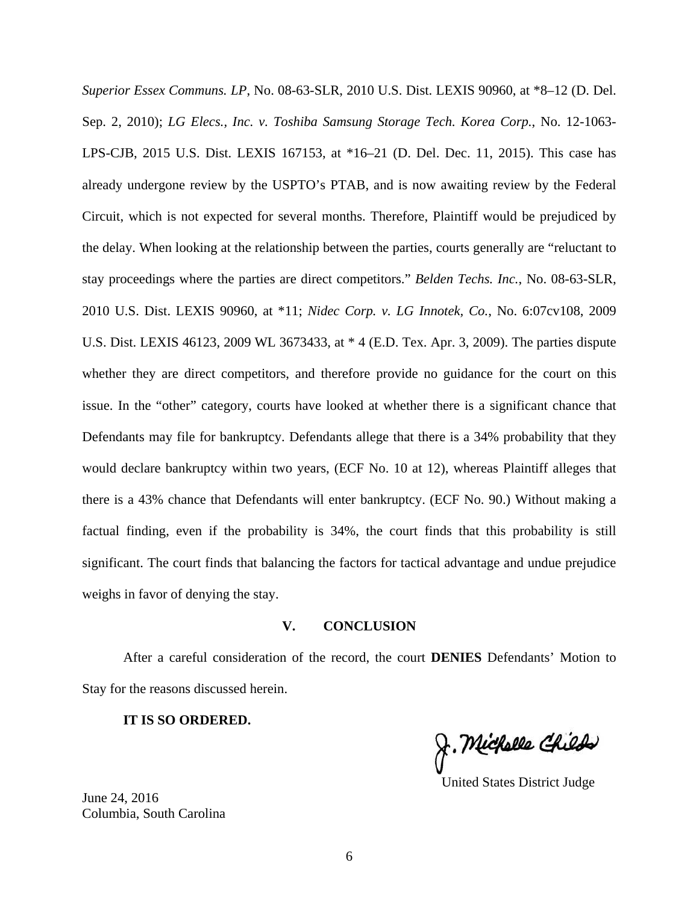*Superior Essex Communs. LP*, No. 08-63-SLR, 2010 U.S. Dist. LEXIS 90960, at *8–12 (D. Del. Sep. 2, 2010); *LG Elecs., Inc. v. Toshiba Samsung Storage Tech. Korea Corp.*, No. 12-1063-LPS-CJB, 2015 U.S. Dist. LEXIS 167153, at *16–21 (D. Del. Dec. 11, 2015). This case has already undergone review by the USPTO's PTAB, and is now awaiting review by the Federal Circuit, which is not expected for several months. Therefore, Plaintiff would be prejudiced by the delay. When looking at the relationship between the parties, courts generally are "reluctant to stay proceedings where the parties are direct competitors." *Belden Techs. Inc.*, No. 08-63-SLR, 2010 U.S. Dist. LEXIS 90960, at *11; *Nidec Corp. v. LG Innotek, Co.*, No. 6:07cv108, 2009 U.S. Dist. LEXIS 46123, 2009 WL 3673433, at * 4 (E.D. Tex. Apr. 3, 2009). The parties dispute whether they are direct competitors, and therefore provide no guidance for the court on this issue. In the "other" category, courts have looked at whether there is a significant chance that Defendants may file for bankruptcy. Defendants allege that there is a 34% probability that they would declare bankruptcy within two years, (ECF No. 10 at 12), whereas Plaintiff alleges that there is a 43% chance that Defendants will enter bankruptcy. (ECF No. 90.) Without making a factual finding, even if the probability is 34%, the court finds that this probability is still significant. The court finds that balancing the factors for tactical advantage and undue prejudice weighs in favor of denying the stay.

## V. CONCLUSION

After a careful consideration of the record, the court **DENIES** Defendants' Motion to Stay for the reasons discussed herein.

**IT IS SO ORDERED.**

J. Michelle Childs

United States District Judge

June 24, 2016
Columbia, South Carolina